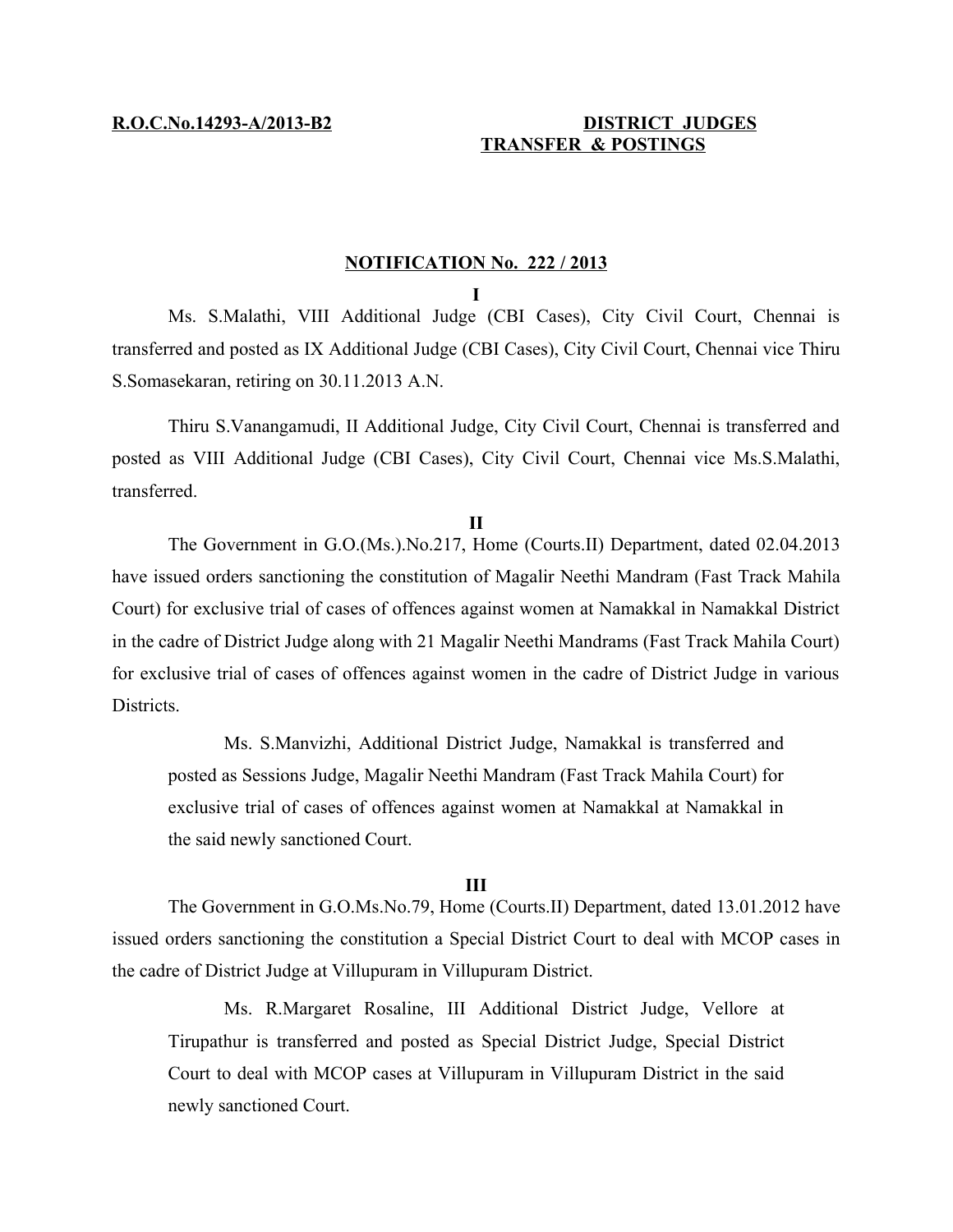**R.O.C.No.14293-A/2013-B2** **DISTRICT JUDGES TRANSFER & POSTINGS**

## NOTIFICATION No. 222 / 2013

### I

Ms. S.Malathi, VIII Additional Judge (CBI Cases), City Civil Court, Chennai is transferred and posted as IX Additional Judge (CBI Cases), City Civil Court, Chennai vice Thiru S.Somasekaran, retiring on 30.11.2013 A.N.

Thiru S.Vanangamudi, II Additional Judge, City Civil Court, Chennai is transferred and posted as VIII Additional Judge (CBI Cases), City Civil Court, Chennai vice Ms.S.Malathi, transferred.

### II

The Government in G.O.(Ms.).No.217, Home (Courts.II) Department, dated 02.04.2013 have issued orders sanctioning the constitution of Magalir Neethi Mandram (Fast Track Mahila Court) for exclusive trial of cases of offences against women at Namakkal in Namakkal District in the cadre of District Judge along with 21 Magalir Neethi Mandrams (Fast Track Mahila Court) for exclusive trial of cases of offences against women in the cadre of District Judge in various Districts.

> Ms. S.Manvizhi, Additional District Judge, Namakkal is transferred and posted as Sessions Judge, Magalir Neethi Mandram (Fast Track Mahila Court) for exclusive trial of cases of offences against women at Namakkal at Namakkal in the said newly sanctioned Court.

### III

The Government in G.O.Ms.No.79, Home (Courts.II) Department, dated 13.01.2012 have issued orders sanctioning the constitution a Special District Court to deal with MCOP cases in the cadre of District Judge at Villupuram in Villupuram District.

> Ms. R.Margaret Rosaline, III Additional District Judge, Vellore at Tirupathur is transferred and posted as Special District Judge, Special District Court to deal with MCOP cases at Villupuram in Villupuram District in the said newly sanctioned Court.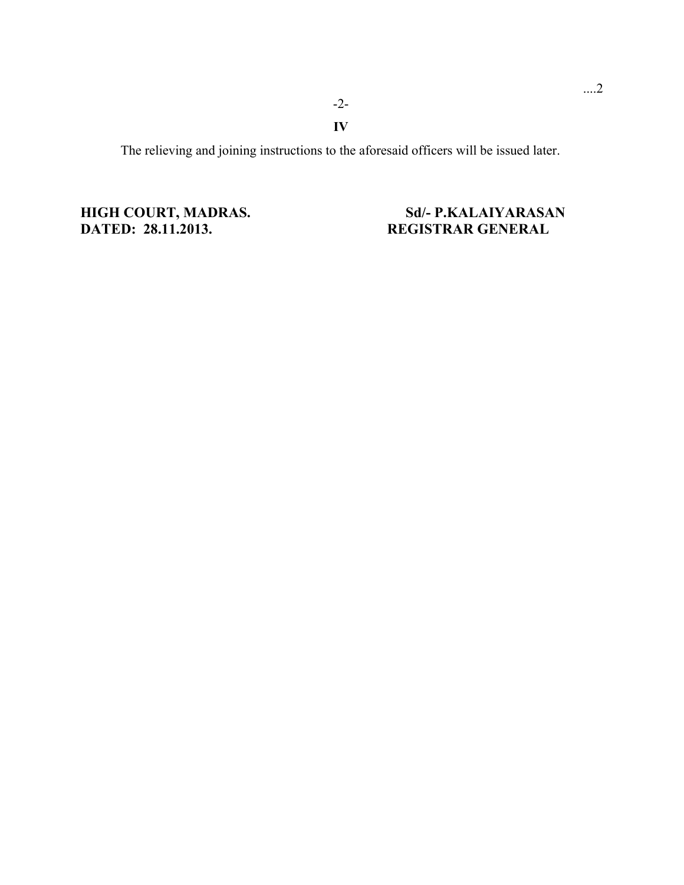**IV**

The relieving and joining instructions to the aforesaid officers will be issued later.

**HIGH COURT, MADRAS.**
**DATED: 28.11.2013.**

**Sd/- P.KALAIYARASAN**
**REGISTRAR GENERAL**